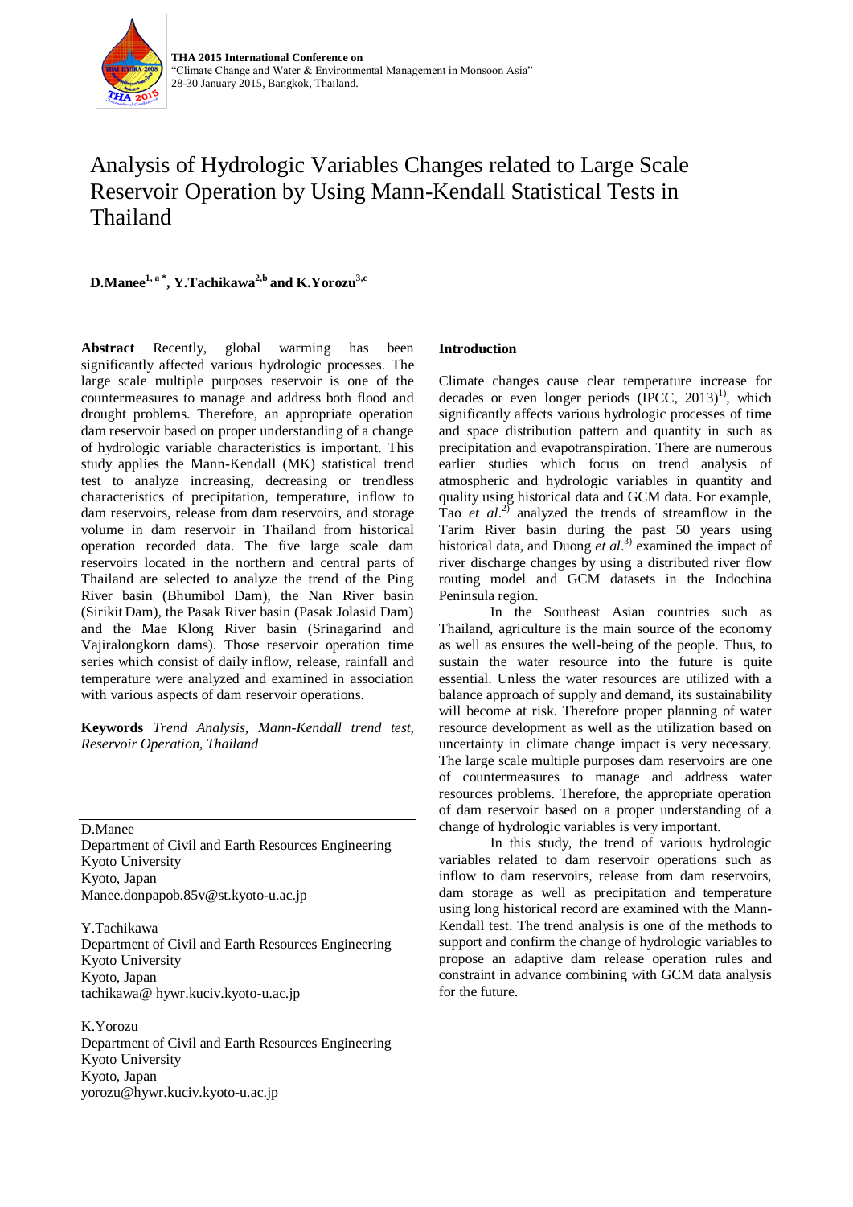# Analysis of Hydrologic Variables Changes related to Large Scale Reservoir Operation by Using Mann-Kendall Statistical Tests in Thailand

**D.Manee[1, a *], Y.Tachikawa[2,b] and K.Yorozu[3,c]**

**Abstract** Recently, global warming has been significantly affected various hydrologic processes. The large scale multiple purposes reservoir is one of the countermeasures to manage and address both flood and drought problems. Therefore, an appropriate operation dam reservoir based on proper understanding of a change of hydrologic variable characteristics is important. This study applies the Mann-Kendall (MK) statistical trend test to analyze increasing, decreasing or trendless characteristics of precipitation, temperature, inflow to dam reservoirs, release from dam reservoirs, and storage volume in dam reservoir in Thailand from historical operation recorded data. The five large scale dam reservoirs located in the northern and central parts of Thailand are selected to analyze the trend of the Ping River basin (Bhumibol Dam), the Nan River basin (Sirikit Dam), the Pasak River basin (Pasak Jolasid Dam) and the Mae Klong River basin (Srinagarind and Vajiralongkorn dams). Those reservoir operation time series which consist of daily inflow, release, rainfall and temperature were analyzed and examined in association with various aspects of dam reservoir operations.

**Keywords** *Trend Analysis, Mann-Kendall trend test, Reservoir Operation, Thailand*

D.Manee  
Department of Civil and Earth Resources Engineering  
Kyoto University  
Kyoto, Japan  
Manee.donpapob.85v@st.kyoto-u.ac.jp

Y.Tachikawa  
Department of Civil and Earth Resources Engineering  
Kyoto University  
Kyoto, Japan  
tachikawa@ hywr.kuciv.kyoto-u.ac.jp

K.Yorozu  
Department of Civil and Earth Resources Engineering  
Kyoto University  
Kyoto, Japan  
yorozu@hywr.kuciv.kyoto-u.ac.jp

## Introduction

Climate changes cause clear temperature increase for decades or even longer periods (IPCC, 2013)[1], which significantly affects various hydrologic processes of time and space distribution pattern and quantity in such as precipitation and evapotranspiration. There are numerous earlier studies which focus on trend analysis of atmospheric and hydrologic variables in quantity and quality using historical data and GCM data. For example, Tao *et al*.[2] analyzed the trends of streamflow in the Tarim River basin during the past 50 years using historical data, and Duong *et al*.[3] examined the impact of river discharge changes by using a distributed river flow routing model and GCM datasets in the Indochina Peninsula region.

In the Southeast Asian countries such as Thailand, agriculture is the main source of the economy as well as ensures the well-being of the people. Thus, to sustain the water resource into the future is quite essential. Unless the water resources are utilized with a balance approach of supply and demand, its sustainability will become at risk. Therefore proper planning of water resource development as well as the utilization based on uncertainty in climate change impact is very necessary. The large scale multiple purposes dam reservoirs are one of countermeasures to manage and address water resources problems. Therefore, the appropriate operation of dam reservoir based on a proper understanding of a change of hydrologic variables is very important.

In this study, the trend of various hydrologic variables related to dam reservoir operations such as inflow to dam reservoirs, release from dam reservoirs, dam storage as well as precipitation and temperature using long historical record are examined with the Mann-Kendall test. The trend analysis is one of the methods to support and confirm the change of hydrologic variables to propose an adaptive dam release operation rules and constraint in advance combining with GCM data analysis for the future.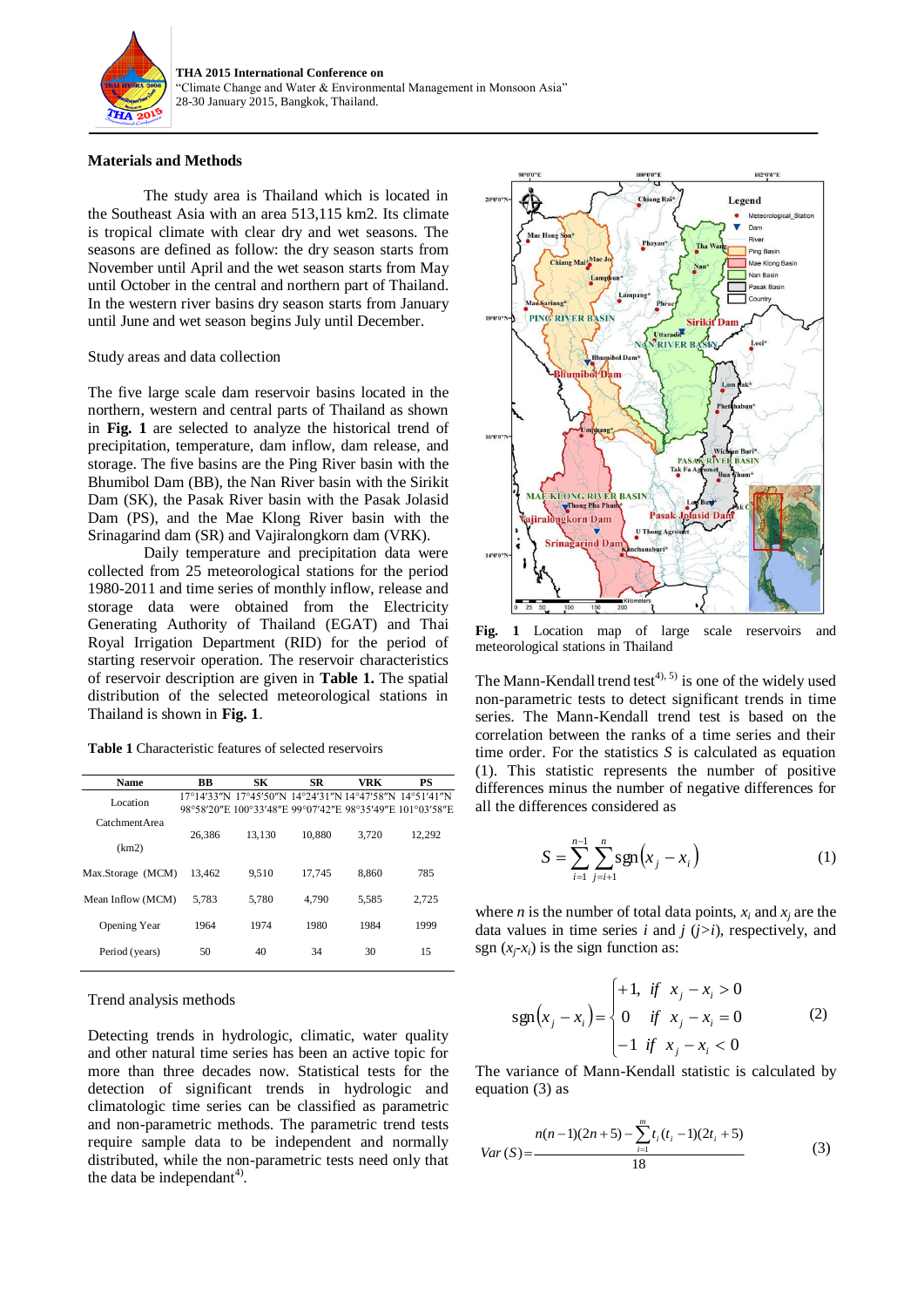## Materials and Methods

The study area is Thailand which is located in the Southeast Asia with an area 513,115 km2. Its climate is tropical climate with clear dry and wet seasons. The seasons are defined as follow: the dry season starts from November until April and the wet season starts from May until October in the central and northern part of Thailand. In the western river basins dry season starts from January until June and wet season begins July until December.

Study areas and data collection

The five large scale dam reservoir basins located in the northern, western and central parts of Thailand as shown in **Fig. 1** are selected to analyze the historical trend of precipitation, temperature, dam release, dam inflow, and storage. The five basins are the Ping River basin with the Bhumibol Dam (BB), the Nan River basin with the Sirikit Dam (SK), the Pasak River basin with the Pasak Jolasid Dam (PS), and the Mae Klong River basin with the Srinagarind dam (SR) and Vajiralongkorn dam (VRK).

Daily temperature and precipitation data were collected from 25 meteorological stations for the period 1980-2011 and time series of monthly inflow, release and storage data were obtained from the Electricity Generating Authority of Thailand (EGAT) and Thai Royal Irrigation Department (RID) for the period of starting reservoir operation. The reservoir characteristics of reservoir description are given in **Table 1.** The spatial distribution of the selected meteorological stations in Thailand is shown in **Fig. 1**.

**Table 1** Characteristic features of selected reservoirs

| Name | BB | SK | SR | VRK | PS |
|---|---|---|---|---|---|
| Location | 17°14′33″N 98°58′20″E | 17°45′50″N 100°33′48″E | 14°24′31″N 99°07′42″E | 14°47′58″N 98°35′49″E | 14°51′41″N 101°03′58″E |
| CatchmentArea (km2) | 26,386 | 13,130 | 10,880 | 3,720 | 12,292 |
| Max.Storage (MCM) | 13,462 | 9,510 | 17,745 | 8,860 | 785 |
| Mean Inflow (MCM) | 5,783 | 5,780 | 4,790 | 5,585 | 2,725 |
| Opening Year | 1964 | 1974 | 1980 | 1984 | 1999 |
| Period (years) | 50 | 40 | 34 | 30 | 15 |

Trend analysis methods

Detecting trends in hydrologic, climatic, water quality and other natural time series has been an active topic for more than three decades now. Statistical tests for the detection of significant trends in hydrologic and climatologic time series can be classified as parametric and non-parametric methods. The parametric trend tests require sample data to be independent and normally distributed, while the non-parametric tests need only that the data be independent[4).

**Fig. 1** Location map of large scale reservoirs and meteorological stations in Thailand

The Mann-Kendall trend test[4), 5)] is one of the widely used non-parametric tests to detect significant trends in time series. The Mann-Kendall trend test is based on the correlation between the ranks of a time series and their time order. For the statistics $S$ is calculated as equation (1). This statistic represents the number of positive differences minus the number of negative differences for all the differences considered as

$$S = \sum_{i=1}^{n-1} \sum_{j=i+1}^{n} \operatorname{sgn}\left(x_j - x_i\right) \tag{1}$$

where $n$ is the number of total data points, $x_i$ and $x_j$ are the data values in time series $i$ and $j$ ($j>i$), respectively, and sgn ($x_j$-$x_i$) is the sign function as:

$$\operatorname{sgn}\left(x_j - x_i\right) = \begin{cases} +1, & if \;\; x_j - x_i > 0 \\ 0 & if \;\; x_j - x_i = 0 \\ -1 & if \;\; x_j - x_i < 0 \end{cases} \tag{2}$$

The variance of Mann-Kendall statistic is calculated by equation (3) as

$$Var\,(S) = \frac{n(n-1)(2n+5) - \sum_{i=1}^{m} t_i (t_i - 1)(2t_i + 5)}{18} \tag{3}$$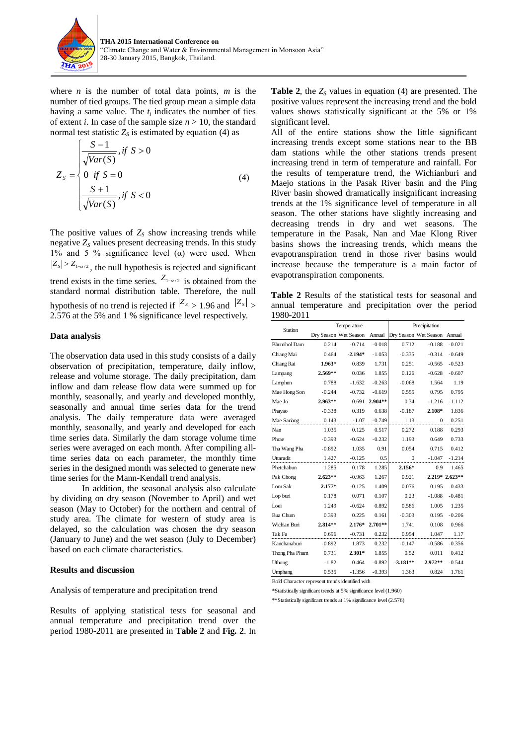where $n$ is the number of total data points, $m$ is the number of tied groups. The tied group mean a simple data having a same value. The $t_i$ indicates the number of ties of extent $i$. In case of the sample size $n > 10$, the standard normal test statistic $Z_S$ is estimated by equation (4) as

$$Z_S = \begin{cases} \dfrac{S-1}{\sqrt{Var(S)}}, if\ S > 0 \\ 0\ \ if\ S = 0 \\ \dfrac{S+1}{\sqrt{Var(S)}}, if\ S < 0 \end{cases} \tag{4}$$

The positive values of $Z_S$ show increasing trends while negative $Z_S$ values present decreasing trends. In this study 1% and 5 % significance level (α) were used. When $|Z_S| > Z_{1-\alpha/2}$, the null hypothesis is rejected and significant trend exists in the time series. $Z_{1-\alpha/2}$ is obtained from the standard normal distribution table. Therefore, the null hypothesis of no trend is rejected if $|Z_S| > 1.96$ and $|Z_S| > 2.576$ at the 5% and 1 % significance level respectively.

## Data analysis

The observation data used in this study consists of a daily observation of precipitation, temperature, daily inflow, release and volume storage. The daily precipitation, dam inflow and dam release flow data were summed up for monthly, seasonally, and yearly and developed monthly, seasonally and annual time series data for the trend analysis. The daily temperature data were averaged monthly, seasonally, and yearly and developed for each time series data. Similarly the dam storage volume time series were averaged on each month. After compiling all-time series data on each parameter, the monthly time series in the designed month was selected to generate new time series for the Mann-Kendall trend analysis.

In addition, the seasonal analysis also calculate by dividing on dry season (November to April) and wet season (May to October) for the northern and central of study area. The climate for western of study area is delayed, so the calculation was chosen the dry season (January to June) and the wet season (July to December) based on each climate characteristics.

## Results and discussion

Analysis of temperature and precipitation trend

Results of applying statistical tests for seasonal and annual temperature and precipitation trend over the period 1980-2011 are presented in **Table 2** and **Fig. 2**. In **Table 2**, the $Z_S$ values in equation (4) are presented. The positive values represent the increasing trend and the bold values shows statistically significant at the 5% or 1% significant level.

All of the entire stations show the little significant increasing trends except some stations near to the BB dam stations while the other stations trends present increasing trend in term of temperature and rainfall. For the results of temperature trend, the Wichianburi and Maejo stations in the Pasak River basin and the Ping River basin showed dramatically insignificant increasing trends at the 1% significance level of temperature in all season. The other stations have slightly increasing and decreasing trends in dry and wet seasons. The temperature in the Pasak, Nan and Mae Klong River basins shows the increasing trends, which means the evapotranspiration trend in those river basins would increase because the temperature is a main factor of evapotranspiration components.

**Table 2** Results of the statistical tests for seasonal and annual temperature and precipitation over the period 1980-2011

| Station | Temperature | | | Precipitation | | |
|---|---|---|---|---|---|---|
| | Dry Season | Wet Season | Annual | Dry Season | Wet Season | Annual |
| Bhumibol Dam | 0.214 | -0.714 | -0.018 | 0.712 | -0.188 | -0.021 |
| Chiang Mai | 0.464 | **-2.194*** | -1.053 | -0.335 | -0.314 | -0.649 |
| Chiang Rai | **1.963*** | 0.839 | 1.731 | 0.251 | -0.565 | -0.523 |
| Lampang | **2.569**** | 0.036 | 1.855 | 0.126 | -0.628 | -0.607 |
| Lamphun | 0.788 | -1.632 | -0.263 | -0.068 | 1.564 | 1.19 |
| Mae Hong Son | -0.244 | -0.732 | -0.619 | 0.555 | 0.795 | 0.795 |
| Mae Jo | **2.963**** | 0.691 | **2.904**** | 0.34 | -1.216 | -1.112 |
| Phayao | -0.338 | 0.319 | 0.638 | -0.187 | **2.108*** | 1.836 |
| Mae Sariang | 0.143 | -1.07 | -0.749 | 1.13 | 0 | 0.251 |
| Nan | 1.035 | 0.125 | 0.517 | 0.272 | 0.188 | 0.293 |
| Phrae | -0.393 | -0.624 | -0.232 | 1.193 | 0.649 | 0.733 |
| Tha Wang Pha | -0.892 | 1.035 | 0.91 | 0.054 | 0.715 | 0.412 |
| Uttaradit | 1.427 | -0.125 | 0.5 | 0 | -1.047 | -1.214 |
| Phetchabun | 1.285 | 0.178 | 1.285 | **2.156*** | 0.9 | 1.465 |
| Pak Chong | **2.623**** | -0.963 | 1.267 | 0.921 | **2.219*** | **2.623**** |
| Lom Sak | **2.177*** | -0.125 | 1.409 | 0.076 | 0.195 | 0.433 |
| Lop buri | 0.178 | 0.071 | 0.107 | 0.23 | -1.088 | -0.481 |
| Loei | 1.249 | -0.624 | 0.892 | 0.586 | 1.005 | 1.235 |
| Bua Chum | 0.393 | 0.225 | 0.161 | -0.303 | 0.195 | -0.206 |
| Wichian Buri | **2.814**** | **2.176*** | **2.701**** | 1.741 | 0.108 | 0.966 |
| Tak Fa | 0.696 | -0.731 | 0.232 | 0.954 | 1.047 | 1.17 |
| Kanchanaburi | -0.892 | 1.873 | 0.232 | -0.147 | -0.586 | -0.356 |
| Thong Pha Phum | 0.731 | **2.301*** | 1.855 | 0.52 | 0.011 | 0.412 |
| Uthong | -1.82 | 0.464 | -0.892 | **-3.181**** | **2.972**** | -0.544 |
| Umphang | 0.535 | -1.356 | -0.393 | 1.363 | 0.824 | 1.761 |

Bold Character represent trends identified with

*Statistically significant trends at 5% significance level (1.960)

**Statistically significant trends at 1% significance level (2.576)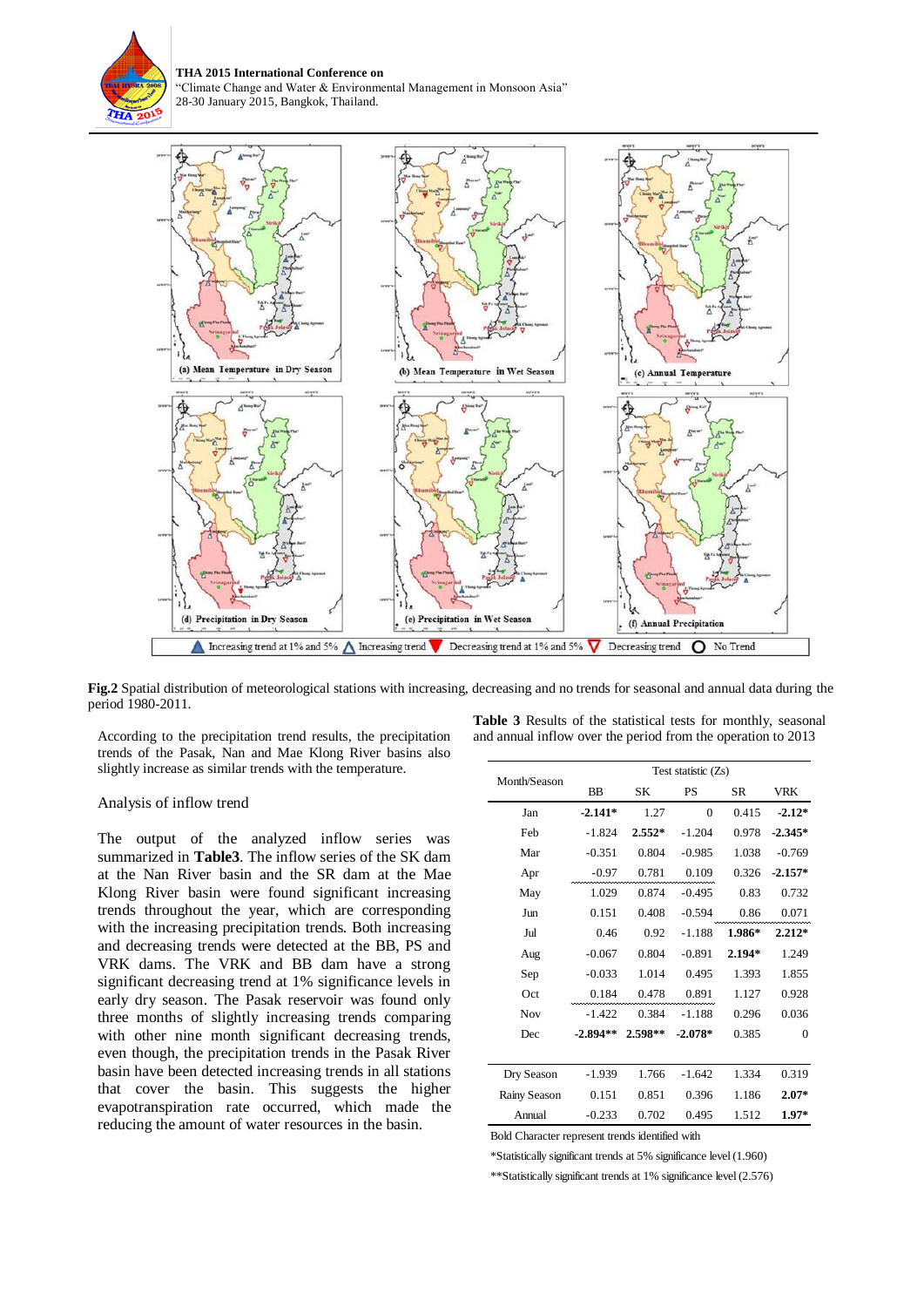**Fig.2** Spatial distribution of meteorological stations with increasing, decreasing and no trends for seasonal and annual data during the period 1980-2011.

According to the precipitation trend results, the precipitation trends of the Pasak, Nan and Mae Klong River basins also slightly increase as similar trends with the temperature.

Analysis of inflow trend

The output of the analyzed inflow series was summarized in **Table3**. The inflow series of the SK dam at the Nan River basin and the SR dam at the Mae Klong River basin were found significant increasing trends throughout the year, which are corresponding with the increasing precipitation trends. Both increasing and decreasing trends were detected at the BB, PS and VRK dams. The VRK and BB dam have a strong significant decreasing trend at 1% significance levels in early dry season. The Pasak reservoir was found only three months of slightly increasing trends comparing with other nine month significant decreasing trends, even though, the precipitation trends in the Pasak River basin have been detected increasing trends in all stations that cover the basin. This suggests the higher evapotranspiration rate occurred, which made the reducing the amount of water resources in the basin.

**Table 3** Results of the statistical tests for monthly, seasonal and annual inflow over the period from the operation to 2013

| Month/Season | Test statistic (Zs) | | | | |
|---|---|---|---|---|---|
| | BB | SK | PS | SR | VRK |
| Jan | **-2.141*** | 1.27 | 0 | 0.415 | **-2.12*** |
| Feb | -1.824 | **2.552*** | -1.204 | 0.978 | **-2.345*** |
| Mar | -0.351 | 0.804 | -0.985 | 1.038 | -0.769 |
| Apr | -0.97 | 0.781 | 0.109 | 0.326 | **-2.157*** |
| May | 1.029 | 0.874 | -0.495 | 0.83 | 0.732 |
| Jun | 0.151 | 0.408 | -0.594 | 0.86 | 0.071 |
| Jul | 0.46 | 0.92 | -1.188 | **1.986*** | **2.212*** |
| Aug | -0.067 | 0.804 | -0.891 | **2.194*** | 1.249 |
| Sep | -0.033 | 1.014 | 0.495 | 1.393 | 1.855 |
| Oct | 0.184 | 0.478 | 0.891 | 1.127 | 0.928 |
| Nov | -1.422 | 0.384 | -1.188 | 0.296 | 0.036 |
| Dec | **-2.894**** | **2.598**** | **-2.078*** | 0.385 | 0 |
| Dry Season | -1.939 | 1.766 | -1.642 | 1.334 | 0.319 |
| Rainy Season | 0.151 | 0.851 | 0.396 | 1.186 | **2.07*** |
| Annual | -0.233 | 0.702 | 0.495 | 1.512 | **1.97*** |

Bold Character represent trends identified with

*Statistically significant trends at 5% significance level (1.960)

**Statistically significant trends at 1% significance level (2.576)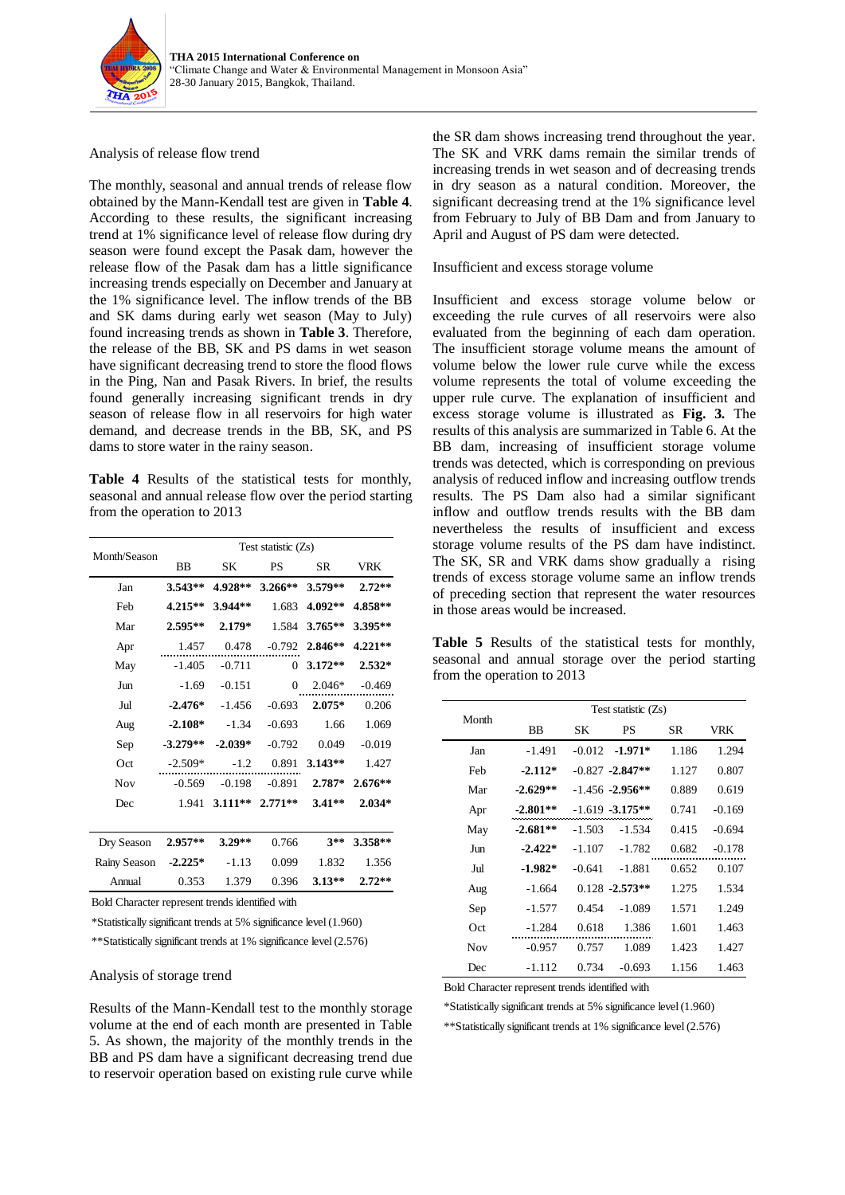Analysis of release flow trend

The monthly, seasonal and annual trends of release flow obtained by the Mann-Kendall test are given in **Table 4**. According to these results, the significant increasing trend at 1% significance level of release flow during dry season were found except the Pasak dam, however the release flow of the Pasak dam has a little significance increasing trends especially on December and January at the 1% significance level. The inflow trends of the BB and SK dams during early wet season (May to July) found increasing trends as shown in **Table 3**. Therefore, the release of the BB, SK and PS dams in wet season have significant decreasing trend to store the flood flows in the Ping, Nan and Pasak Rivers. In brief, the results found generally increasing significant trends in dry season of release flow in all reservoirs for high water demand, and decrease trends in the BB, SK, and PS dams to store water in the rainy season.

**Table 4** Results of the statistical tests for monthly, seasonal and annual release flow over the period starting from the operation to 2013

| Month/Season | Test statistic (Zs) | | | | |
|---|---|---|---|---|---|
| | BB | SK | PS | SR | VRK |
| Jan | **3.543**** | **4.928**** | **3.266**** | **3.579**** | **2.72**** |
| Feb | **4.215**** | **3.944**** | 1.683 | **4.092**** | **4.858**** |
| Mar | **2.595**** | **2.179*** | 1.584 | **3.765**** | **3.395**** |
| Apr | 1.457 | 0.478 | -0.792 | **2.846**** | **4.221**** |
| May | -1.405 | -0.711 | 0 | **3.172**** | **2.532*** |
| Jun | -1.69 | -0.151 | 0 | 2.046* | -0.469 |
| Jul | **-2.476*** | -1.456 | -0.693 | **2.075*** | 0.206 |
| Aug | **-2.108*** | -1.34 | -0.693 | 1.66 | 1.069 |
| Sep | **-3.279**** | **-2.039*** | -0.792 | 0.049 | -0.019 |
| Oct | -2.509* | -1.2 | 0.891 | **3.143**** | 1.427 |
| Nov | -0.569 | -0.198 | -0.891 | **2.787*** | **2.676**** |
| Dec | 1.941 | **3.111**** | **2.771**** | **3.41**** | **2.034*** |
| Dry Season | **2.957**** | **3.29**** | 0.766 | **3**** | **3.358**** |
| Rainy Season | **-2.225*** | -1.13 | 0.099 | 1.832 | 1.356 |
| Annual | 0.353 | 1.379 | 0.396 | **3.13**** | **2.72**** |

Bold Character represent trends identified with

*Statistically significant trends at 5% significance level (1.960)

**Statistically significant trends at 1% significance level (2.576)

Analysis of storage trend

Results of the Mann-Kendall test to the monthly storage volume at the end of each month are presented in Table 5. As shown, the majority of the monthly trends in the BB and PS dam have a significant decreasing trend due to reservoir operation based on existing rule curve while the SR dam shows increasing trend throughout the year. The SK and VRK dams remain the similar trends of increasing trends in wet season and of decreasing trends in dry season as a natural condition. Moreover, the significant decreasing trend at the 1% significance level from February to July of BB Dam and from January to April and August of PS dam were detected.

Insufficient and excess storage volume

Insufficient and excess storage volume below or exceeding the rule curves of all reservoirs were also evaluated from the beginning of each dam operation. The insufficient storage volume means the amount of volume below the lower rule curve while the excess volume represents the total of volume exceeding the upper rule curve. The explanation of insufficient and excess storage volume is illustrated as **Fig. 3.** The results of this analysis are summarized in Table 6. At the BB dam, increasing of insufficient storage volume trends was detected, which is corresponding on previous analysis of reduced inflow and increasing outflow trends results. The PS Dam also had a similar significant inflow and outflow trends results with the BB dam nevertheless the results of insufficient and excess storage volume results of the PS dam have indistinct. The SK, SR and VRK dams show gradually a rising trends of excess storage volume same an inflow trends of preceding section that represent the water resources in those areas would be increased.

**Table 5** Results of the statistical tests for monthly, seasonal and annual storage over the period starting from the operation to 2013

| Month | Test statistic (Zs) | | | | |
|---|---|---|---|---|---|
| | BB | SK | PS | SR | VRK |
| Jan | -1.491 | -0.012 | **-1.971*** | 1.186 | 1.294 |
| Feb | **-2.112*** | -0.827 | **-2.847**** | 1.127 | 0.807 |
| Mar | **-2.629**** | -1.456 | **-2.956**** | 0.889 | 0.619 |
| Apr | **-2.801**** | -1.619 | **-3.175**** | 0.741 | -0.169 |
| May | **-2.681**** | -1.503 | -1.534 | 0.415 | -0.694 |
| Jun | **-2.422*** | -1.107 | -1.782 | 0.682 | -0.178 |
| Jul | **-1.982*** | -0.641 | -1.881 | 0.652 | 0.107 |
| Aug | -1.664 | 0.128 | **-2.573**** | 1.275 | 1.534 |
| Sep | -1.577 | 0.454 | -1.089 | 1.571 | 1.249 |
| Oct | -1.284 | 0.618 | 1.386 | 1.601 | 1.463 |
| Nov | -0.957 | 0.757 | 1.089 | 1.423 | 1.427 |
| Dec | -1.112 | 0.734 | -0.693 | 1.156 | 1.463 |

Bold Character represent trends identified with

*Statistically significant trends at 5% significance level (1.960)

**Statistically significant trends at 1% significance level (2.576)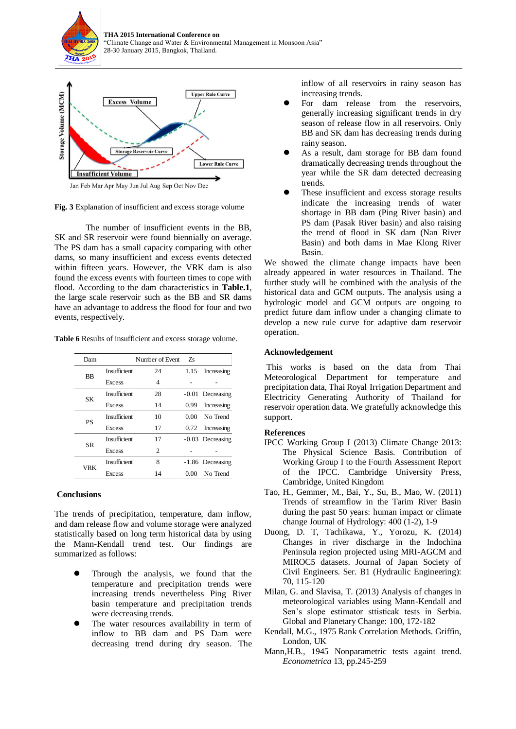Storage Volume (MCM)

Excess Volume

Upper Rule Curve

Storage Reservoir Curve

Lower Rule Curve

Insufficient Volume

Jan Feb Mar Apr May Jun Jul Aug Sep Oct Nov Dec

**Fig. 3** Explanation of insufficient and excess storage volume

The number of insufficient events in the BB, SK and SR reservoir were found biennially on average. The PS dam has a small capacity comparing with other dams, so many insufficient and excess events detected within fifteen years. However, the VRK dam is also found the excess events with fourteen times to cope with flood. According to the dam characteristics in **Table.1**, the large scale reservoir such as the BB and SR dams have an advantage to address the flood for four and two events, respectively.

**Table 6** Results of insufficient and excess storage volume.

| Dam | | Number of Event | Zs | |
|---|---|---|---|---|
| BB | Insufficient | 24 | 1.15 | Increasing |
| | Excess | 4 | - | - |
| SK | Insufficient | 28 | -0.01 | Decreasing |
| | Excess | 14 | 0.99 | Increasing |
| PS | Insufficient | 10 | 0.00 | No Trend |
| | Excess | 17 | 0.72 | Increasing |
| SR | Insufficient | 17 | -0.03 | Decreasing |
| | Excess | 2 | - | - |
| VRK | Insufficient | 8 | -1.86 | Decreasing |
| | Excess | 14 | 0.00 | No Trend |

## Conclusions

The trends of precipitation, temperature, dam inflow, and dam release flow and volume storage were analyzed statistically based on long term historical data by using the Mann-Kendall trend test. Our findings are summarized as follows:

- Through the analysis, we found that the temperature and precipitation trends were increasing trends nevertheless Ping River basin temperature and precipitation trends were decreasing trends.
- The water resources availability in term of inflow to BB dam and PS Dam were decreasing trend during dry season. The inflow of all reservoirs in rainy season has increasing trends.
- For dam release from the reservoirs, generally increasing significant trends in dry season of release flow in all reservoirs. Only BB and SK dam has decreasing trends during rainy season.
- As a result, dam storage for BB dam found dramatically decreasing trends throughout the year while the SR dam detected decreasing trends.
- These insufficient and excess storage results indicate the increasing trends of water shortage in BB dam (Ping River basin) and PS dam (Pasak River basin) and also raising the trend of flood in SK dam (Nan River Basin) and both dams in Mae Klong River Basin.

We showed the climate change impacts have been already appeared in water resources in Thailand. The further study will be combined with the analysis of the historical data and GCM outputs. The analysis using a hydrologic model and GCM outputs are ongoing to predict future dam inflow under a changing climate to develop a new rule curve for adaptive dam reservoir operation.

## Acknowledgement

This works is based on the data from Thai Meteorological Department for temperature and precipitation data, Thai Royal Irrigation Department and Electricity Generating Authority of Thailand for reservoir operation data. We gratefully acknowledge this support.

## References

IPCC Working Group I (2013) Climate Change 2013: The Physical Science Basis. Contribution of Working Group I to the Fourth Assessment Report of the IPCC. Cambridge University Press, Cambridge, United Kingdom

Tao, H., Gemmer, M., Bai, Y., Su, B., Mao, W. (2011) Trends of streamflow in the Tarim River Basin during the past 50 years: human impact or climate change Journal of Hydrology: 400 (1-2), 1-9

Duong, D. T, Tachikawa, Y., Yorozu, K. (2014) Changes in river discharge in the Indochina Peninsula region projected using MRI-AGCM and MIROC5 datasets. Journal of Japan Society of Civil Engineers. Ser. B1 (Hydraulic Engineering): 70, 115-120

Milan, G. and Slavisa, T. (2013) Analysis of changes in meteorological variables using Mann-Kendall and Sen's slope estimator sttisticak tests in Serbia. Global and Planetary Change: 100, 172-182

Kendall, M.G., 1975 Rank Correlation Methods. Griffin, London, UK

Mann,H.B., 1945 Nonparametric tests againt trend. *Econometrica* 13, pp.245-259